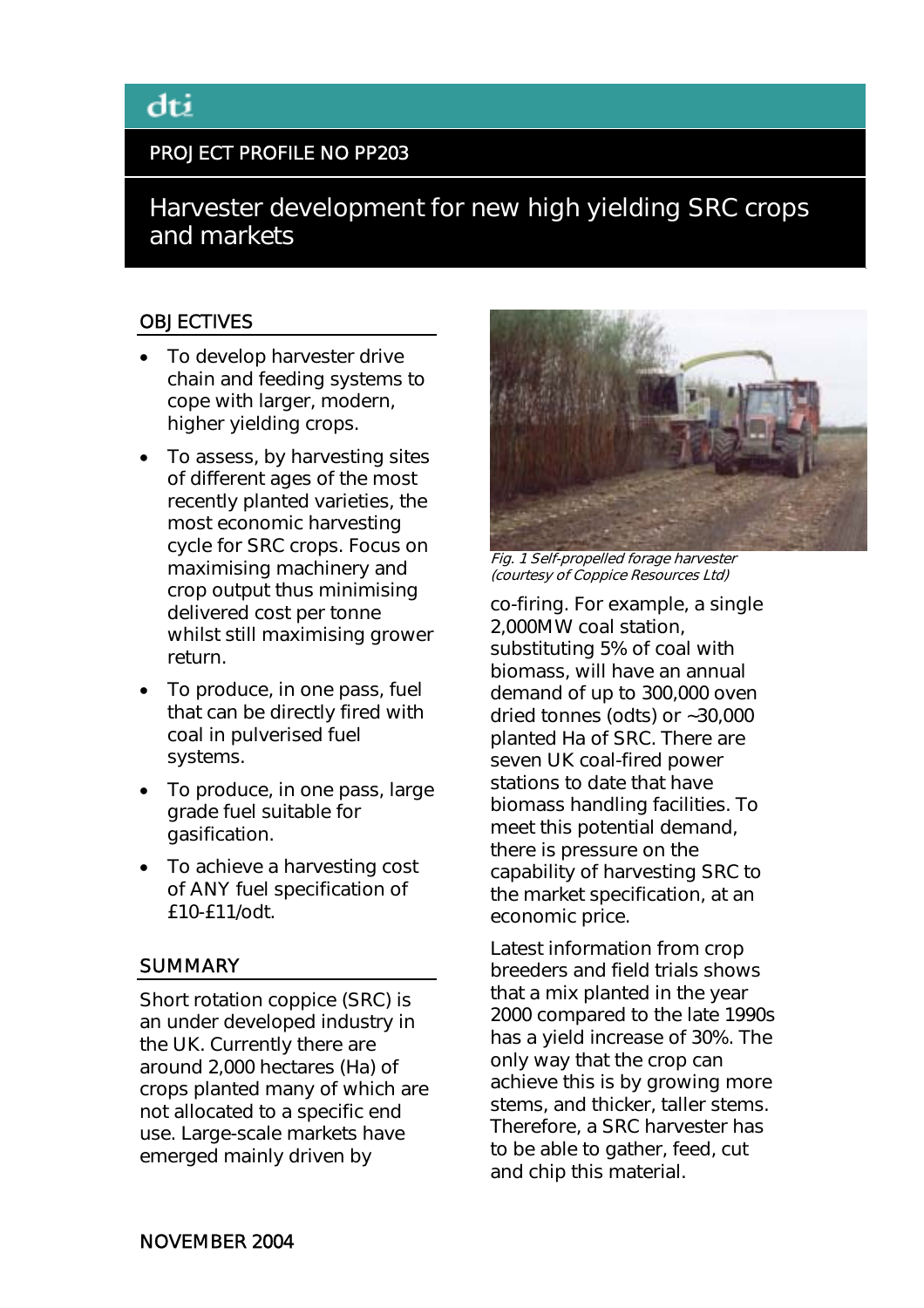dti

PROJECT PROFILE NO PP203

# Harvester development for new high yielding SRC crops and markets

## OBJECTIVES

- To develop harvester drive chain and feeding systems to cope with larger, modern, higher yielding crops.
- To assess, by harvesting sites of different ages of the most recently planted varieties, the most economic harvesting cycle for SRC crops. Focus on maximising machinery and crop output thus minimising delivered cost per tonne whilst still maximising grower return.
- To produce, in one pass, fuel that can be directly fired with coal in pulverised fuel systems.
- To produce, in one pass, large grade fuel suitable for gasification.
- To achieve a harvesting cost of ANY fuel specification of £10-£11/odt.

## SUMMARY

Short rotation coppice (SRC) is an under developed industry in the UK. Currently there are around 2,000 hectares (Ha) of crops planted many of which are not allocated to a specific end use. Large-scale markets have emerged mainly driven by co-firing. For example, a single 2,000MW coal station, substituting 5% of coal with biomass, will have an annual demand of up to 300,000 oven dried tonnes (odts) or ~30,000 planted Ha of SRC. There are seven UK coal-fired power stations to date that have biomass handling facilities. To meet this potential demand, there is pressure on the capability of harvesting SRC to the market specification, at an economic price.

*Fig. 1 Self-propelled forage harvester (courtesy of Coppice Resources Ltd)*

Latest information from crop breeders and field trials shows that a mix planted in the year 2000 compared to the late 1990s has a yield increase of 30%. The only way that the crop can achieve this is by growing more stems, and thicker, taller stems. Therefore, a SRC harvester has to be able to gather, feed, cut and chip this material.

NOVEMBER 2004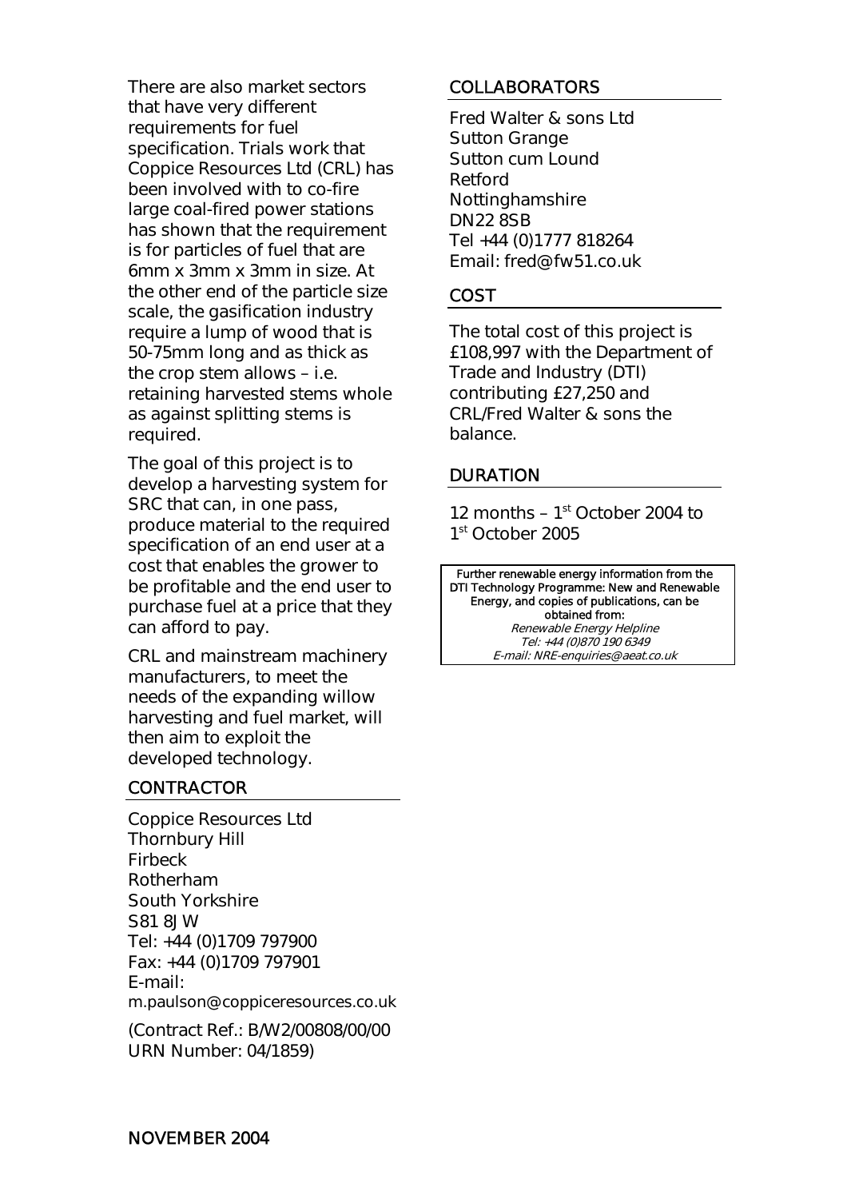There are also market sectors that have very different requirements for fuel specification. Trials work that Coppice Resources Ltd (CRL) has been involved with to co-fire large coal-fired power stations has shown that the requirement is for particles of fuel that are 6mm x 3mm x 3mm in size. At the other end of the particle size scale, the gasification industry require a lump of wood that is 50-75mm long and as thick as the crop stem allows – i.e. retaining harvested stems whole as against splitting stems is required.

The goal of this project is to develop a harvesting system for SRC that can, in one pass, produce material to the required specification of an end user at a cost that enables the grower to be profitable and the end user to purchase fuel at a price that they can afford to pay.

CRL and mainstream machinery manufacturers, to meet the needs of the expanding willow harvesting and fuel market, will then aim to exploit the developed technology.

## CONTRACTOR

Coppice Resources Ltd
Thornbury Hill
Firbeck
Rotherham
South Yorkshire
S81 8JW
Tel: +44 (0)1709 797900
Fax: +44 (0)1709 797901
E-mail:
m.paulson@coppiceresources.co.uk

(Contract Ref.: B/W2/00808/00/00
URN Number: 04/1859)

## COLLABORATORS

Fred Walter & sons Ltd
Sutton Grange
Sutton cum Lound
Retford
Nottinghamshire
DN22 8SB
Tel +44 (0)1777 818264
Email: fred@fw51.co.uk

## COST

The total cost of this project is £108,997 with the Department of Trade and Industry (DTI) contributing £27,250 and CRL/Fred Walter & sons the balance.

## DURATION

12 months – 1st October 2004 to 1st October 2005

Further renewable energy information from the DTI Technology Programme: New and Renewable Energy, and copies of publications, can be obtained from:
*Renewable Energy Helpline*
*Tel: +44 (0)870 190 6349*
*E-mail: NRE-enquiries@aeat.co.uk*

NOVEMBER 2004